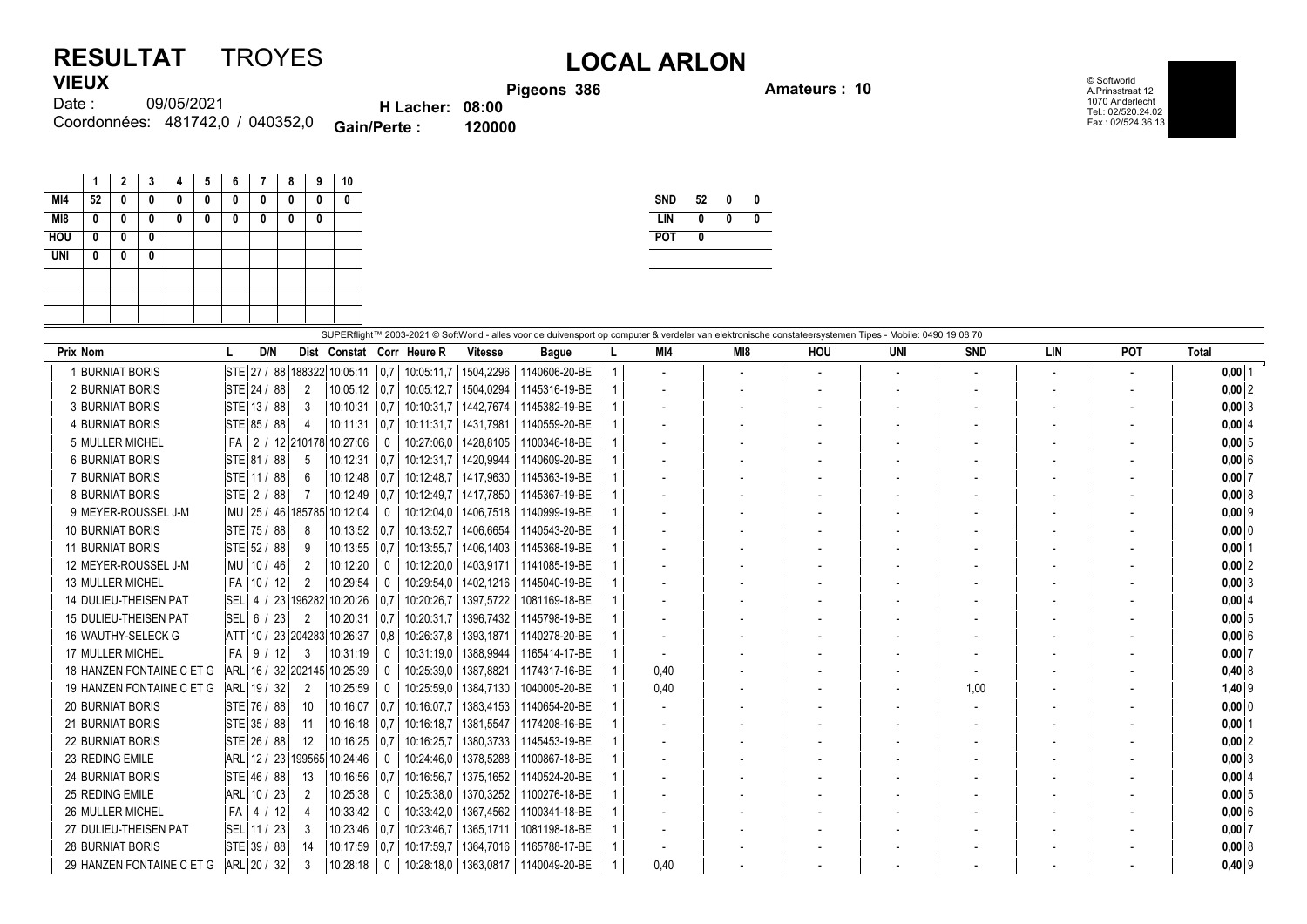# RESULTAT TROYES

## LOCAL ARLON

**VIEUX**

Date : 09/05/2021

Coordonnées: 481742,0 / 040352,0

**Pigeons 386**

**H Lacher: 08:00**

**Gain/Perte : 120000**

**Amateurs : 10**

© Softworld
A.Prinsstraat 12
1070 Anderlecht
Tel.: 02/520.24.02
Fax.: 02/524.36.13

| | 1 | 2 | 3 | 4 | 5 | 6 | 7 | 8 | 9 | 10 |
|---|---|---|---|---|---|---|---|---|---|---|
| MI4 | 52 | 0 | 0 | 0 | 0 | 0 | 0 | 0 | 0 | 0 |
| MI8 | 0 | 0 | 0 | 0 | 0 | 0 | 0 | 0 | 0 | |
| HOU | 0 | 0 | 0 | | | | | | | |
| UNI | 0 | 0 | 0 | | | | | | | |

| | | | |
|---|---|---|---|
| SND | 52 | 0 | 0 |
| LIN | 0 | 0 | 0 |
| POT | 0 | | |

SUPERflight™ 2003-2021 © SoftWorld - alles voor de duivensport op computer & verdeler van elektronische constateersystemen Tipes - Mobile: 0490 19 08 70

| Prix | Nom | L | D/N | Dist | Constat | Corr | Heure R | Vitesse | Bague | L | MI4 | MI8 | HOU | UNI | SND | LIN | POT | Total |
|---|---|---|---|---|---|---|---|---|---|---|---|---|---|---|---|---|---|---|
| 1 | BURNIAT BORIS | STE | 27 / 88 | 188322 | 10:05:11 | 0,7 | 10:05:11,7 | 1504,2296 | 1140606-20-BE | 1 | - | - | - | - | - | - | - | 0,00 |
| 2 | BURNIAT BORIS | STE | 24 / 88 | 2 | 10:05:12 | 0,7 | 10:05:12,7 | 1504,0294 | 1145316-19-BE | 1 | - | - | - | - | - | - | - | 0,00 |
| 3 | BURNIAT BORIS | STE | 13 / 88 | 3 | 10:10:31 | 0,7 | 10:10:31,7 | 1442,7674 | 1145382-19-BE | 1 | - | - | - | - | - | - | - | 0,00 |
| 4 | BURNIAT BORIS | STE | 85 / 88 | 4 | 10:11:31 | 0,7 | 10:11:31,7 | 1431,7981 | 1140559-20-BE | 1 | - | - | - | - | - | - | - | 0,00 |
| 5 | MULLER MICHEL | FA | 2 / 12 | 210178 | 10:27:06 | 0 | 10:27:06,0 | 1428,8105 | 1100346-18-BE | 1 | - | - | - | - | - | - | - | 0,00 |
| 6 | BURNIAT BORIS | STE | 81 / 88 | 5 | 10:12:31 | 0,7 | 10:12:31,7 | 1420,9944 | 1140609-20-BE | 1 | - | - | - | - | - | - | - | 0,00 |
| 7 | BURNIAT BORIS | STE | 11 / 88 | 6 | 10:12:48 | 0,7 | 10:12:48,7 | 1417,9630 | 1145363-19-BE | 1 | - | - | - | - | - | - | - | 0,00 |
| 8 | BURNIAT BORIS | STE | 2 / 88 | 7 | 10:12:49 | 0,7 | 10:12:49,7 | 1417,7850 | 1145367-19-BE | 1 | - | - | - | - | - | - | - | 0,00 |
| 9 | MEYER-ROUSSEL J-M | MU | 25 / 46 | 185785 | 10:12:04 | 0 | 10:12:04,0 | 1406,7518 | 1140999-19-BE | 1 | - | - | - | - | - | - | - | 0,00 |
| 10 | BURNIAT BORIS | STE | 75 / 88 | 8 | 10:13:52 | 0,7 | 10:13:52,7 | 1406,6654 | 1140543-20-BE | 1 | - | - | - | - | - | - | - | 0,00 |
| 11 | BURNIAT BORIS | STE | 52 / 88 | 9 | 10:13:55 | 0,7 | 10:13:55,7 | 1406,1403 | 1145368-19-BE | 1 | - | - | - | - | - | - | - | 0,00 |
| 12 | MEYER-ROUSSEL J-M | MU | 10 / 46 | 2 | 10:12:20 | 0 | 10:12:20,0 | 1403,9171 | 1141085-19-BE | 1 | - | - | - | - | - | - | - | 0,00 |
| 13 | MULLER MICHEL | FA | 10 / 12 | 2 | 10:29:54 | 0 | 10:29:54,0 | 1402,1216 | 1145040-19-BE | 1 | - | - | - | - | - | - | - | 0,00 |
| 14 | DULIEU-THEISEN PAT | SEL | 4 / 23 | 196282 | 10:20:26 | 0,7 | 10:20:26,7 | 1397,5722 | 1081169-18-BE | 1 | - | - | - | - | - | - | - | 0,00 |
| 15 | DULIEU-THEISEN PAT | SEL | 6 / 23 | 2 | 10:20:31 | 0,7 | 10:20:31,7 | 1396,7432 | 1145798-19-BE | 1 | - | - | - | - | - | - | - | 0,00 |
| 16 | WAUTHY-SELECK G | ATT | 10 / 23 | 204283 | 10:26:37 | 0,8 | 10:26:37,8 | 1393,1871 | 1140278-20-BE | 1 | - | - | - | - | - | - | - | 0,00 |
| 17 | MULLER MICHEL | FA | 9 / 12 | 3 | 10:31:19 | 0 | 10:31:19,0 | 1388,9944 | 1165414-17-BE | 1 | - | - | - | - | - | - | - | 0,00 |
| 18 | HANZEN FONTAINE C ET G | ARL | 16 / 32 | 202145 | 10:25:39 | 0 | 10:25:39,0 | 1387,8821 | 1174317-16-BE | 1 | 0,40 | - | - | - | - | - | - | 0,40 |
| 19 | HANZEN FONTAINE C ET G | ARL | 19 / 32 | 2 | 10:25:59 | 0 | 10:25:59,0 | 1384,7130 | 1040005-20-BE | 1 | 0,40 | - | - | - | 1,00 | - | - | 1,40 |
| 20 | BURNIAT BORIS | STE | 76 / 88 | 10 | 10:16:07 | 0,7 | 10:16:07,7 | 1383,4153 | 1140654-20-BE | 1 | - | - | - | - | - | - | - | 0,00 |
| 21 | BURNIAT BORIS | STE | 35 / 88 | 11 | 10:16:18 | 0,7 | 10:16:18,7 | 1381,5547 | 1174208-16-BE | 1 | - | - | - | - | - | - | - | 0,00 |
| 22 | BURNIAT BORIS | STE | 26 / 88 | 12 | 10:16:25 | 0,7 | 10:16:25,7 | 1380,3733 | 1145453-19-BE | 1 | - | - | - | - | - | - | - | 0,00 |
| 23 | REDING EMILE | ARL | 12 / 23 | 199565 | 10:24:46 | 0 | 10:24:46,0 | 1378,5288 | 1100867-18-BE | 1 | - | - | - | - | - | - | - | 0,00 |
| 24 | BURNIAT BORIS | STE | 46 / 88 | 13 | 10:16:56 | 0,7 | 10:16:56,7 | 1375,1652 | 1140524-20-BE | 1 | - | - | - | - | - | - | - | 0,00 |
| 25 | REDING EMILE | ARL | 10 / 23 | 2 | 10:25:38 | 0 | 10:25:38,0 | 1370,3252 | 1100276-18-BE | 1 | - | - | - | - | - | - | - | 0,00 |
| 26 | MULLER MICHEL | FA | 4 / 12 | 4 | 10:33:42 | 0 | 10:33:42,0 | 1367,4562 | 1100341-18-BE | 1 | - | - | - | - | - | - | - | 0,00 |
| 27 | DULIEU-THEISEN PAT | SEL | 11 / 23 | 3 | 10:23:46 | 0,7 | 10:23:46,7 | 1365,1711 | 1081198-18-BE | 1 | - | - | - | - | - | - | - | 0,00 |
| 28 | BURNIAT BORIS | STE | 39 / 88 | 14 | 10:17:59 | 0,7 | 10:17:59,7 | 1364,7016 | 1165788-17-BE | 1 | - | - | - | - | - | - | - | 0,00 |
| 29 | HANZEN FONTAINE C ET G | ARL | 20 / 32 | 3 | 10:28:18 | 0 | 10:28:18,0 | 1363,0817 | 1140049-20-BE | 1 | 0,40 | - | - | - | - | - | - | 0,40 |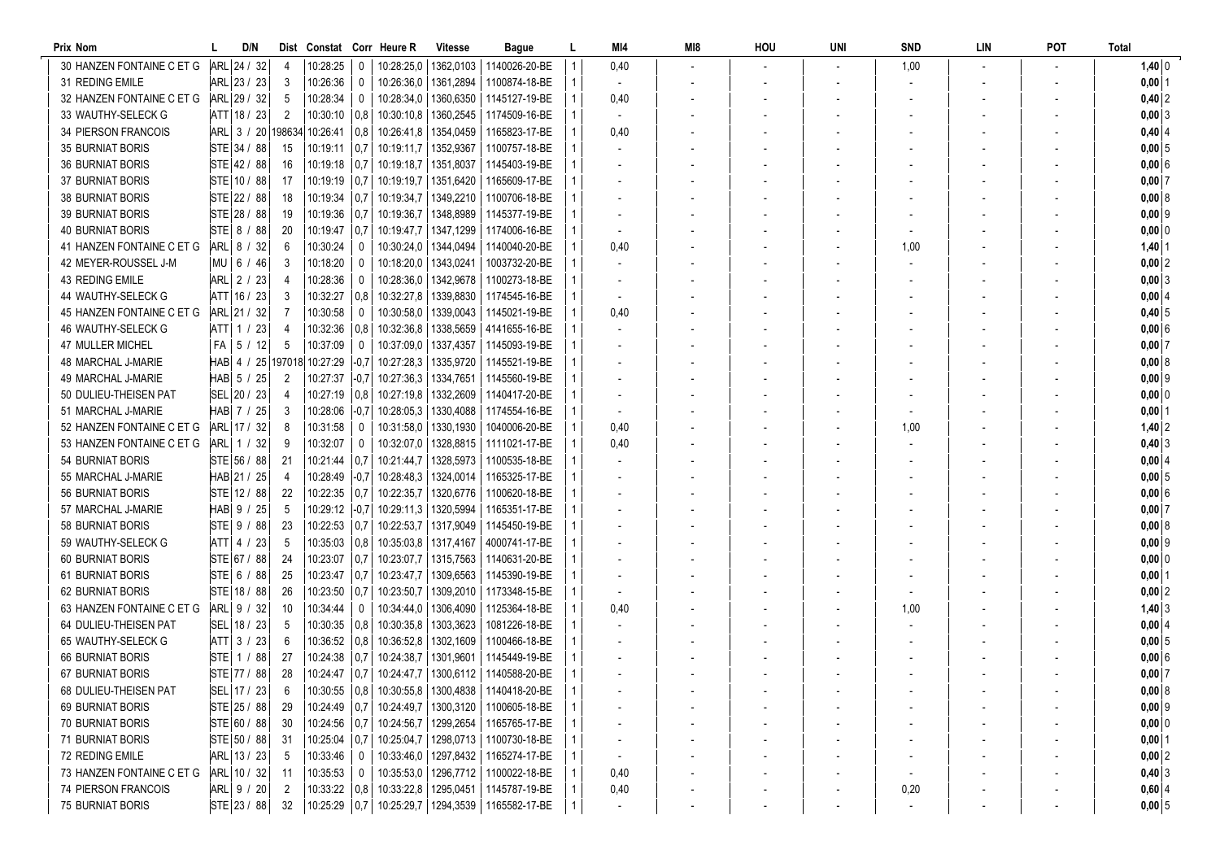| Prix | Nom | L | D/N | Dist | Constat | Corr | Heure R | Vitesse | Bague | L | MI4 | MI8 | HOU | UNI | SND | LIN | POT | Total | |
|---|---|---|---|---|---|---|---|---|---|---|---|---|---|---|---|---|---|---|---|
| 30 | HANZEN FONTAINE C ET G | ARL | 24 / 32 | 4 | 10:28:25 | 0 | 10:28:25,0 | 1362,0103 | 1140026-20-BE | 1 | 0,40 | - | - | - | 1,00 | - | - | 1,40 | 0 |
| 31 | REDING EMILE | ARL | 23 / 23 | 3 | 10:26:36 | 0 | 10:26:36,0 | 1361,2894 | 1100874-18-BE | 1 | - | - | - | - | - | - | - | 0,00 | 1 |
| 32 | HANZEN FONTAINE C ET G | ARL | 29 / 32 | 5 | 10:28:34 | 0 | 10:28:34,0 | 1360,6350 | 1145127-19-BE | 1 | 0,40 | - | - | - | - | - | - | 0,40 | 2 |
| 33 | WAUTHY-SELECK G | ATT | 18 / 23 | 2 | 10:30:10 | 0,8 | 10:30:10,8 | 1360,2545 | 1174509-16-BE | 1 | - | - | - | - | - | - | - | 0,00 | 3 |
| 34 | PIERSON FRANCOIS | ARL | 3 / 20 | 198634 | 10:26:41 | 0,8 | 10:26:41,8 | 1354,0459 | 1165823-17-BE | 1 | 0,40 | - | - | - | - | - | - | 0,40 | 4 |
| 35 | BURNIAT BORIS | STE | 34 / 88 | 15 | 10:19:11 | 0,7 | 10:19:11,7 | 1352,9367 | 1100757-18-BE | 1 | - | - | - | - | - | - | - | 0,00 | 5 |
| 36 | BURNIAT BORIS | STE | 42 / 88 | 16 | 10:19:18 | 0,7 | 10:19:18,7 | 1351,8037 | 1145403-19-BE | 1 | - | - | - | - | - | - | - | 0,00 | 6 |
| 37 | BURNIAT BORIS | STE | 10 / 88 | 17 | 10:19:19 | 0,7 | 10:19:19,7 | 1351,6420 | 1165609-17-BE | 1 | - | - | - | - | - | - | - | 0,00 | 7 |
| 38 | BURNIAT BORIS | STE | 22 / 88 | 18 | 10:19:34 | 0,7 | 10:19:34,7 | 1349,2210 | 1100706-18-BE | 1 | - | - | - | - | - | - | - | 0,00 | 8 |
| 39 | BURNIAT BORIS | STE | 28 / 88 | 19 | 10:19:36 | 0,7 | 10:19:36,7 | 1348,8989 | 1145377-19-BE | 1 | - | - | - | - | - | - | - | 0,00 | 9 |
| 40 | BURNIAT BORIS | STE | 8 / 88 | 20 | 10:19:47 | 0,7 | 10:19:47,7 | 1347,1299 | 1174006-16-BE | 1 | - | - | - | - | - | - | - | 0,00 | 0 |
| 41 | HANZEN FONTAINE C ET G | ARL | 8 / 32 | 6 | 10:30:24 | 0 | 10:30:24,0 | 1344,0494 | 1140040-20-BE | 1 | 0,40 | - | - | - | 1,00 | - | - | 1,40 | 1 |
| 42 | MEYER-ROUSSEL J-M | MU | 6 / 46 | 3 | 10:18:20 | 0 | 10:18:20,0 | 1343,0241 | 1003732-20-BE | 1 | - | - | - | - | - | - | - | 0,00 | 2 |
| 43 | REDING EMILE | ARL | 2 / 23 | 4 | 10:28:36 | 0 | 10:28:36,0 | 1342,9678 | 1100273-18-BE | 1 | - | - | - | - | - | - | - | 0,00 | 3 |
| 44 | WAUTHY-SELECK G | ATT | 16 / 23 | 3 | 10:32:27 | 0,8 | 10:32:27,8 | 1339,8830 | 1174545-16-BE | 1 | - | - | - | - | - | - | - | 0,00 | 4 |
| 45 | HANZEN FONTAINE C ET G | ARL | 21 / 32 | 7 | 10:30:58 | 0 | 10:30:58,0 | 1339,0043 | 1145021-19-BE | 1 | 0,40 | - | - | - | - | - | - | 0,40 | 5 |
| 46 | WAUTHY-SELECK G | ATT | 1 / 23 | 4 | 10:32:36 | 0,8 | 10:32:36,8 | 1338,5659 | 4141655-16-BE | 1 | - | - | - | - | - | - | - | 0,00 | 6 |
| 47 | MULLER MICHEL | FA | 5 / 12 | 5 | 10:37:09 | 0 | 10:37:09,0 | 1337,4357 | 1145093-19-BE | 1 | - | - | - | - | - | - | - | 0,00 | 7 |
| 48 | MARCHAL J-MARIE | HAB | 4 / 25 | 197018 | 10:27:29 | -0,7 | 10:27:28,3 | 1335,9720 | 1145521-19-BE | 1 | - | - | - | - | - | - | - | 0,00 | 8 |
| 49 | MARCHAL J-MARIE | HAB | 5 / 25 | 2 | 10:27:37 | -0,7 | 10:27:36,3 | 1334,7651 | 1145560-19-BE | 1 | - | - | - | - | - | - | - | 0,00 | 9 |
| 50 | DULIEU-THEISEN PAT | SEL | 20 / 23 | 4 | 10:27:19 | 0,8 | 10:27:19,8 | 1332,2609 | 1140417-20-BE | 1 | - | - | - | - | - | - | - | 0,00 | 0 |
| 51 | MARCHAL J-MARIE | HAB | 7 / 25 | 3 | 10:28:06 | -0,7 | 10:28:05,3 | 1330,4088 | 1174554-16-BE | 1 | - | - | - | - | - | - | - | 0,00 | 1 |
| 52 | HANZEN FONTAINE C ET G | ARL | 17 / 32 | 8 | 10:31:58 | 0 | 10:31:58,0 | 1330,1930 | 1040006-20-BE | 1 | 0,40 | - | - | - | 1,00 | - | - | 1,40 | 2 |
| 53 | HANZEN FONTAINE C ET G | ARL | 1 / 32 | 9 | 10:32:07 | 0 | 10:32:07,0 | 1328,8815 | 1111021-17-BE | 1 | 0,40 | - | - | - | - | - | - | 0,40 | 3 |
| 54 | BURNIAT BORIS | STE | 56 / 88 | 21 | 10:21:44 | 0,7 | 10:21:44,7 | 1328,5973 | 1100535-18-BE | 1 | - | - | - | - | - | - | - | 0,00 | 4 |
| 55 | MARCHAL J-MARIE | HAB | 21 / 25 | 4 | 10:28:49 | -0,7 | 10:28:48,3 | 1324,0014 | 1165325-17-BE | 1 | - | - | - | - | - | - | - | 0,00 | 5 |
| 56 | BURNIAT BORIS | STE | 12 / 88 | 22 | 10:22:35 | 0,7 | 10:22:35,7 | 1320,6776 | 1100620-18-BE | 1 | - | - | - | - | - | - | - | 0,00 | 6 |
| 57 | MARCHAL J-MARIE | HAB | 9 / 25 | 5 | 10:29:12 | -0,7 | 10:29:11,3 | 1320,5994 | 1165351-17-BE | 1 | - | - | - | - | - | - | - | 0,00 | 7 |
| 58 | BURNIAT BORIS | STE | 9 / 88 | 23 | 10:22:53 | 0,7 | 10:22:53,7 | 1317,9049 | 1145450-19-BE | 1 | - | - | - | - | - | - | - | 0,00 | 8 |
| 59 | WAUTHY-SELECK G | ATT | 4 / 23 | 5 | 10:35:03 | 0,8 | 10:35:03,8 | 1317,4167 | 4000741-17-BE | 1 | - | - | - | - | - | - | - | 0,00 | 9 |
| 60 | BURNIAT BORIS | STE | 67 / 88 | 24 | 10:23:07 | 0,7 | 10:23:07,7 | 1315,7563 | 1140631-20-BE | 1 | - | - | - | - | - | - | - | 0,00 | 0 |
| 61 | BURNIAT BORIS | STE | 6 / 88 | 25 | 10:23:47 | 0,7 | 10:23:47,7 | 1309,6563 | 1145390-19-BE | 1 | - | - | - | - | - | - | - | 0,00 | 1 |
| 62 | BURNIAT BORIS | STE | 18 / 88 | 26 | 10:23:50 | 0,7 | 10:23:50,7 | 1309,2010 | 1173348-15-BE | 1 | - | - | - | - | - | - | - | 0,00 | 2 |
| 63 | HANZEN FONTAINE C ET G | ARL | 9 / 32 | 10 | 10:34:44 | 0 | 10:34:44,0 | 1306,4090 | 1125364-18-BE | 1 | 0,40 | - | - | - | 1,00 | - | - | 1,40 | 3 |
| 64 | DULIEU-THEISEN PAT | SEL | 18 / 23 | 5 | 10:30:35 | 0,8 | 10:30:35,8 | 1303,3623 | 1081226-18-BE | 1 | - | - | - | - | - | - | - | 0,00 | 4 |
| 65 | WAUTHY-SELECK G | ATT | 3 / 23 | 6 | 10:36:52 | 0,8 | 10:36:52,8 | 1302,1609 | 1100466-18-BE | 1 | - | - | - | - | - | - | - | 0,00 | 5 |
| 66 | BURNIAT BORIS | STE | 1 / 88 | 27 | 10:24:38 | 0,7 | 10:24:38,7 | 1301,9601 | 1145449-19-BE | 1 | - | - | - | - | - | - | - | 0,00 | 6 |
| 67 | BURNIAT BORIS | STE | 77 / 88 | 28 | 10:24:47 | 0,7 | 10:24:47,7 | 1300,6112 | 1140588-20-BE | 1 | - | - | - | - | - | - | - | 0,00 | 7 |
| 68 | DULIEU-THEISEN PAT | SEL | 17 / 23 | 6 | 10:30:55 | 0,8 | 10:30:55,8 | 1300,4838 | 1140418-20-BE | 1 | - | - | - | - | - | - | - | 0,00 | 8 |
| 69 | BURNIAT BORIS | STE | 25 / 88 | 29 | 10:24:49 | 0,7 | 10:24:49,7 | 1300,3120 | 1100605-18-BE | 1 | - | - | - | - | - | - | - | 0,00 | 9 |
| 70 | BURNIAT BORIS | STE | 60 / 88 | 30 | 10:24:56 | 0,7 | 10:24:56,7 | 1299,2654 | 1165765-17-BE | 1 | - | - | - | - | - | - | - | 0,00 | 0 |
| 71 | BURNIAT BORIS | STE | 50 / 88 | 31 | 10:25:04 | 0,7 | 10:25:04,7 | 1298,0713 | 1100730-18-BE | 1 | - | - | - | - | - | - | - | 0,00 | 1 |
| 72 | REDING EMILE | ARL | 13 / 23 | 5 | 10:33:46 | 0 | 10:33:46,0 | 1297,8432 | 1165274-17-BE | 1 | - | - | - | - | - | - | - | 0,00 | 2 |
| 73 | HANZEN FONTAINE C ET G | ARL | 10 / 32 | 11 | 10:35:53 | 0 | 10:35:53,0 | 1296,7712 | 1100022-18-BE | 1 | 0,40 | - | - | - | - | - | - | 0,40 | 3 |
| 74 | PIERSON FRANCOIS | ARL | 9 / 20 | 2 | 10:33:22 | 0,8 | 10:33:22,8 | 1295,0451 | 1145787-19-BE | 1 | 0,40 | - | - | - | 0,20 | - | - | 0,60 | 4 |
| 75 | BURNIAT BORIS | STE | 23 / 88 | 32 | 10:25:29 | 0,7 | 10:25:29,7 | 1294,3539 | 1165582-17-BE | 1 | - | - | - | - | - | - | - | 0,00 | 5 |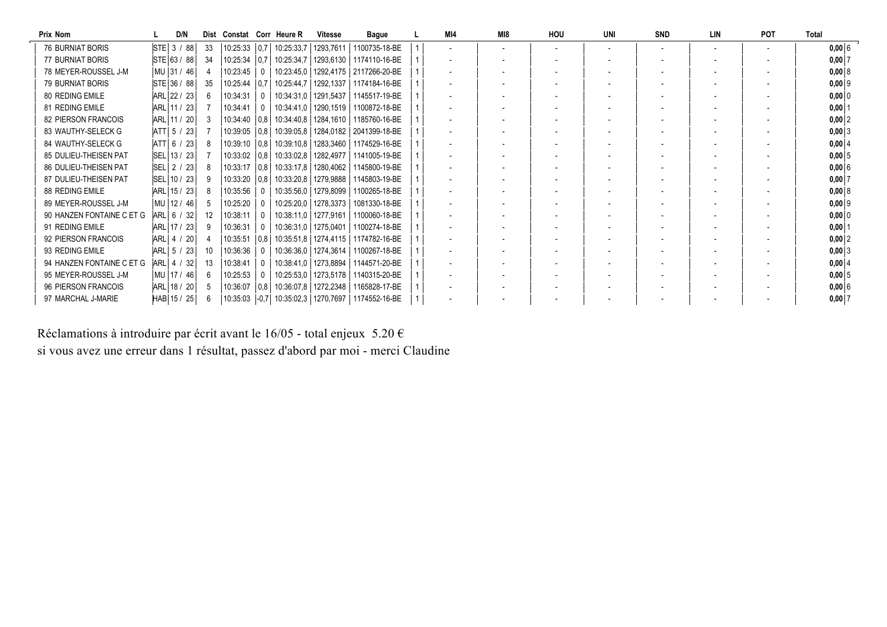| Prix | Nom | L | D/N | Dist | Constat | Corr | Heure R | Vitesse | Bague | L | MI4 | MI8 | HOU | UNI | SND | LIN | POT | Total |
|---|---|---|---|---|---|---|---|---|---|---|---|---|---|---|---|---|---|---|
| 76 | BURNIAT BORIS | STE | 3 / 88 | 33 | 10:25:33 | 0,7 | 10:25:33,7 | 1293,7611 | 1100735-18-BE | 1 | - | - | - | - | - | - | - | 0,00 6 |
| 77 | BURNIAT BORIS | STE | 63 / 88 | 34 | 10:25:34 | 0,7 | 10:25:34,7 | 1293,6130 | 1174110-16-BE | 1 | - | - | - | - | - | - | - | 0,00 7 |
| 78 | MEYER-ROUSSEL J-M | MU | 31 / 46 | 4 | 10:23:45 | 0 | 10:23:45,0 | 1292,4175 | 2117266-20-BE | 1 | - | - | - | - | - | - | - | 0,00 8 |
| 79 | BURNIAT BORIS | STE | 36 / 88 | 35 | 10:25:44 | 0,7 | 10:25:44,7 | 1292,1337 | 1174184-16-BE | 1 | - | - | - | - | - | - | - | 0,00 9 |
| 80 | REDING EMILE | ARL | 22 / 23 | 6 | 10:34:31 | 0 | 10:34:31,0 | 1291,5437 | 1145517-19-BE | 1 | - | - | - | - | - | - | - | 0,00 0 |
| 81 | REDING EMILE | ARL | 11 / 23 | 7 | 10:34:41 | 0 | 10:34:41,0 | 1290,1519 | 1100872-18-BE | 1 | - | - | - | - | - | - | - | 0,00 1 |
| 82 | PIERSON FRANCOIS | ARL | 11 / 20 | 3 | 10:34:40 | 0,8 | 10:34:40,8 | 1284,1610 | 1185760-16-BE | 1 | - | - | - | - | - | - | - | 0,00 2 |
| 83 | WAUTHY-SELECK G | ATT | 5 / 23 | 7 | 10:39:05 | 0,8 | 10:39:05,8 | 1284,0182 | 2041399-18-BE | 1 | - | - | - | - | - | - | - | 0,00 3 |
| 84 | WAUTHY-SELECK G | ATT | 6 / 23 | 8 | 10:39:10 | 0,8 | 10:39:10,8 | 1283,3460 | 1174529-16-BE | 1 | - | - | - | - | - | - | - | 0,00 4 |
| 85 | DULIEU-THEISEN PAT | SEL | 13 / 23 | 7 | 10:33:02 | 0,8 | 10:33:02,8 | 1282,4977 | 1141005-19-BE | 1 | - | - | - | - | - | - | - | 0,00 5 |
| 86 | DULIEU-THEISEN PAT | SEL | 2 / 23 | 8 | 10:33:17 | 0,8 | 10:33:17,8 | 1280,4062 | 1145800-19-BE | 1 | - | - | - | - | - | - | - | 0,00 6 |
| 87 | DULIEU-THEISEN PAT | SEL | 10 / 23 | 9 | 10:33:20 | 0,8 | 10:33:20,8 | 1279,9888 | 1145803-19-BE | 1 | - | - | - | - | - | - | - | 0,00 7 |
| 88 | REDING EMILE | ARL | 15 / 23 | 8 | 10:35:56 | 0 | 10:35:56,0 | 1279,8099 | 1100265-18-BE | 1 | - | - | - | - | - | - | - | 0,00 8 |
| 89 | MEYER-ROUSSEL J-M | MU | 12 / 46 | 5 | 10:25:20 | 0 | 10:25:20,0 | 1278,3373 | 1081330-18-BE | 1 | - | - | - | - | - | - | - | 0,00 9 |
| 90 | HANZEN FONTAINE C ET G | ARL | 6 / 32 | 12 | 10:38:11 | 0 | 10:38:11,0 | 1277,9161 | 1100060-18-BE | 1 | - | - | - | - | - | - | - | 0,00 0 |
| 91 | REDING EMILE | ARL | 17 / 23 | 9 | 10:36:31 | 0 | 10:36:31,0 | 1275,0401 | 1100274-18-BE | 1 | - | - | - | - | - | - | - | 0,00 1 |
| 92 | PIERSON FRANCOIS | ARL | 4 / 20 | 4 | 10:35:51 | 0,8 | 10:35:51,8 | 1274,4115 | 1174782-16-BE | 1 | - | - | - | - | - | - | - | 0,00 2 |
| 93 | REDING EMILE | ARL | 5 / 23 | 10 | 10:36:36 | 0 | 10:36:36,0 | 1274,3614 | 1100267-18-BE | 1 | - | - | - | - | - | - | - | 0,00 3 |
| 94 | HANZEN FONTAINE C ET G | ARL | 4 / 32 | 13 | 10:38:41 | 0 | 10:38:41,0 | 1273,8894 | 1144571-20-BE | 1 | - | - | - | - | - | - | - | 0,00 4 |
| 95 | MEYER-ROUSSEL J-M | MU | 17 / 46 | 6 | 10:25:53 | 0 | 10:25:53,0 | 1273,5178 | 1140315-20-BE | 1 | - | - | - | - | - | - | - | 0,00 5 |
| 96 | PIERSON FRANCOIS | ARL | 18 / 20 | 5 | 10:36:07 | 0,8 | 10:36:07,8 | 1272,2348 | 1165828-17-BE | 1 | - | - | - | - | - | - | - | 0,00 6 |
| 97 | MARCHAL J-MARIE | HAB | 15 / 25 | 6 | 10:35:03 | -0,7 | 10:35:02,3 | 1270,7697 | 1174552-16-BE | 1 | - | - | - | - | - | - | - | 0,00 7 |

Réclamations à introduire par écrit avant le 16/05 - total enjeux 5.20 €

si vous avez une erreur dans 1 résultat, passez d'abord par moi - merci Claudine